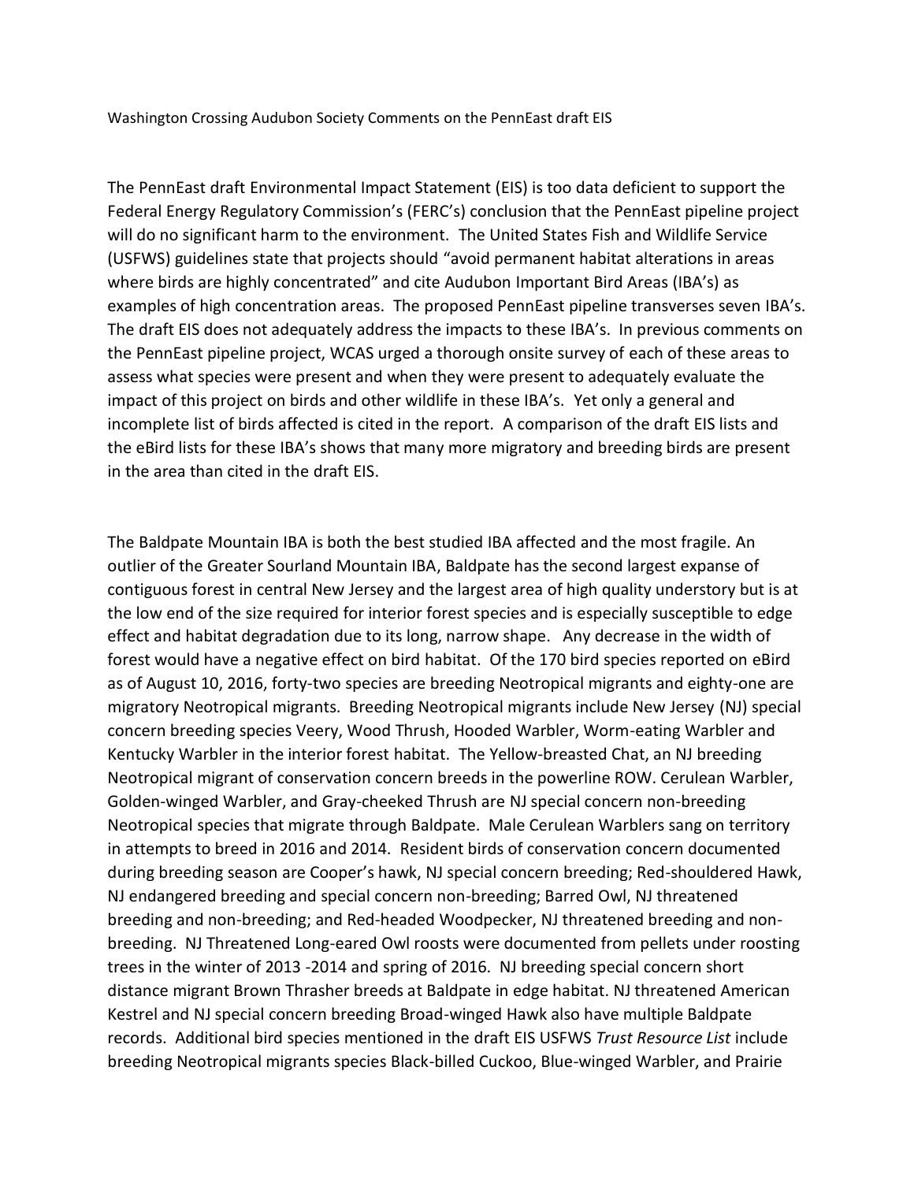Washington Crossing Audubon Society Comments on the PennEast draft EIS

The PennEast draft Environmental Impact Statement (EIS) is too data deficient to support the Federal Energy Regulatory Commission's (FERC's) conclusion that the PennEast pipeline project will do no significant harm to the environment. The United States Fish and Wildlife Service (USFWS) guidelines state that projects should "avoid permanent habitat alterations in areas where birds are highly concentrated" and cite Audubon Important Bird Areas (IBA's) as examples of high concentration areas. The proposed PennEast pipeline transverses seven IBA's. The draft EIS does not adequately address the impacts to these IBA's. In previous comments on the PennEast pipeline project, WCAS urged a thorough onsite survey of each of these areas to assess what species were present and when they were present to adequately evaluate the impact of this project on birds and other wildlife in these IBA's. Yet only a general and incomplete list of birds affected is cited in the report. A comparison of the draft EIS lists and the eBird lists for these IBA's shows that many more migratory and breeding birds are present in the area than cited in the draft EIS.

The Baldpate Mountain IBA is both the best studied IBA affected and the most fragile. An outlier of the Greater Sourland Mountain IBA, Baldpate has the second largest expanse of contiguous forest in central New Jersey and the largest area of high quality understory but is at the low end of the size required for interior forest species and is especially susceptible to edge effect and habitat degradation due to its long, narrow shape. Any decrease in the width of forest would have a negative effect on bird habitat. Of the 170 bird species reported on eBird as of August 10, 2016, forty-two species are breeding Neotropical migrants and eighty-one are migratory Neotropical migrants. Breeding Neotropical migrants include New Jersey (NJ) special concern breeding species Veery, Wood Thrush, Hooded Warbler, Worm-eating Warbler and Kentucky Warbler in the interior forest habitat. The Yellow-breasted Chat, an NJ breeding Neotropical migrant of conservation concern breeds in the powerline ROW. Cerulean Warbler, Golden-winged Warbler, and Gray-cheeked Thrush are NJ special concern non-breeding Neotropical species that migrate through Baldpate. Male Cerulean Warblers sang on territory in attempts to breed in 2016 and 2014. Resident birds of conservation concern documented during breeding season are Cooper's hawk, NJ special concern breeding; Red-shouldered Hawk, NJ endangered breeding and special concern non-breeding; Barred Owl, NJ threatened breeding and non-breeding; and Red-headed Woodpecker, NJ threatened breeding and non-breeding. NJ Threatened Long-eared Owl roosts were documented from pellets under roosting trees in the winter of 2013 -2014 and spring of 2016. NJ breeding special concern short distance migrant Brown Thrasher breeds at Baldpate in edge habitat. NJ threatened American Kestrel and NJ special concern breeding Broad-winged Hawk also have multiple Baldpate records. Additional bird species mentioned in the draft EIS USFWS *Trust Resource List* include breeding Neotropical migrants species Black-billed Cuckoo, Blue-winged Warbler, and Prairie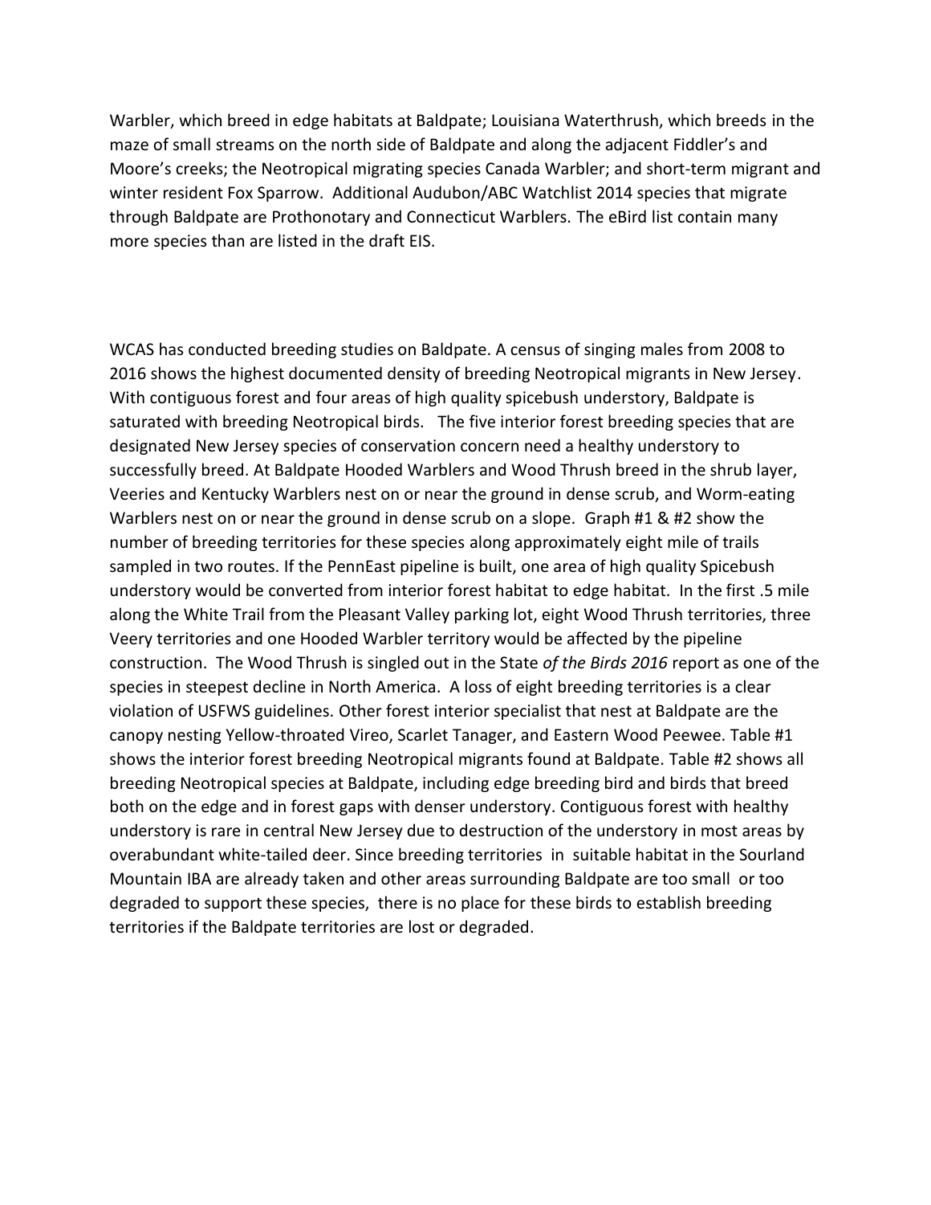Warbler, which breed in edge habitats at Baldpate; Louisiana Waterthrush, which breeds in the maze of small streams on the north side of Baldpate and along the adjacent Fiddler's and Moore's creeks; the Neotropical migrating species Canada Warbler; and short-term migrant and winter resident Fox Sparrow. Additional Audubon/ABC Watchlist 2014 species that migrate through Baldpate are Prothonotary and Connecticut Warblers. The eBird list contain many more species than are listed in the draft EIS.

WCAS has conducted breeding studies on Baldpate. A census of singing males from 2008 to 2016 shows the highest documented density of breeding Neotropical migrants in New Jersey. With contiguous forest and four areas of high quality spicebush understory, Baldpate is saturated with breeding Neotropical birds. The five interior forest breeding species that are designated New Jersey species of conservation concern need a healthy understory to successfully breed. At Baldpate Hooded Warblers and Wood Thrush breed in the shrub layer, Veeries and Kentucky Warblers nest on or near the ground in dense scrub, and Worm-eating Warblers nest on or near the ground in dense scrub on a slope. Graph #1 & #2 show the number of breeding territories for these species along approximately eight mile of trails sampled in two routes. If the PennEast pipeline is built, one area of high quality Spicebush understory would be converted from interior forest habitat to edge habitat. In the first .5 mile along the White Trail from the Pleasant Valley parking lot, eight Wood Thrush territories, three Veery territories and one Hooded Warbler territory would be affected by the pipeline construction. The Wood Thrush is singled out in the State *of the Birds 2016* report as one of the species in steepest decline in North America. A loss of eight breeding territories is a clear violation of USFWS guidelines. Other forest interior specialist that nest at Baldpate are the canopy nesting Yellow-throated Vireo, Scarlet Tanager, and Eastern Wood Peewee. Table #1 shows the interior forest breeding Neotropical migrants found at Baldpate. Table #2 shows all breeding Neotropical species at Baldpate, including edge breeding bird and birds that breed both on the edge and in forest gaps with denser understory. Contiguous forest with healthy understory is rare in central New Jersey due to destruction of the understory in most areas by overabundant white-tailed deer. Since breeding territories in suitable habitat in the Sourland Mountain IBA are already taken and other areas surrounding Baldpate are too small or too degraded to support these species, there is no place for these birds to establish breeding territories if the Baldpate territories are lost or degraded.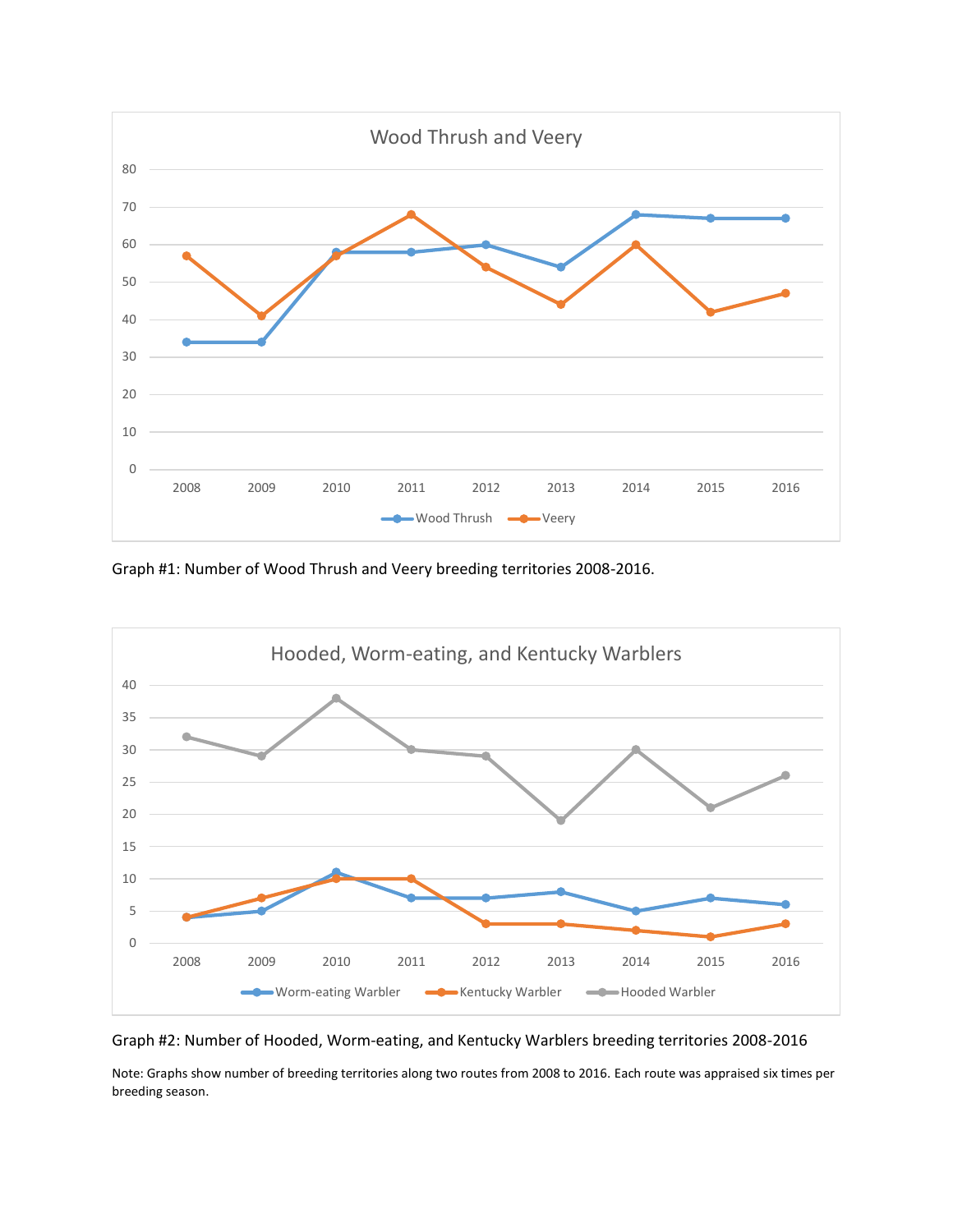Graph #1: Number of Wood Thrush and Veery breeding territories 2008-2016.

Graph #2: Number of Hooded, Worm-eating, and Kentucky Warblers breeding territories 2008-2016

Note: Graphs show number of breeding territories along two routes from 2008 to 2016. Each route was appraised six times per breeding season.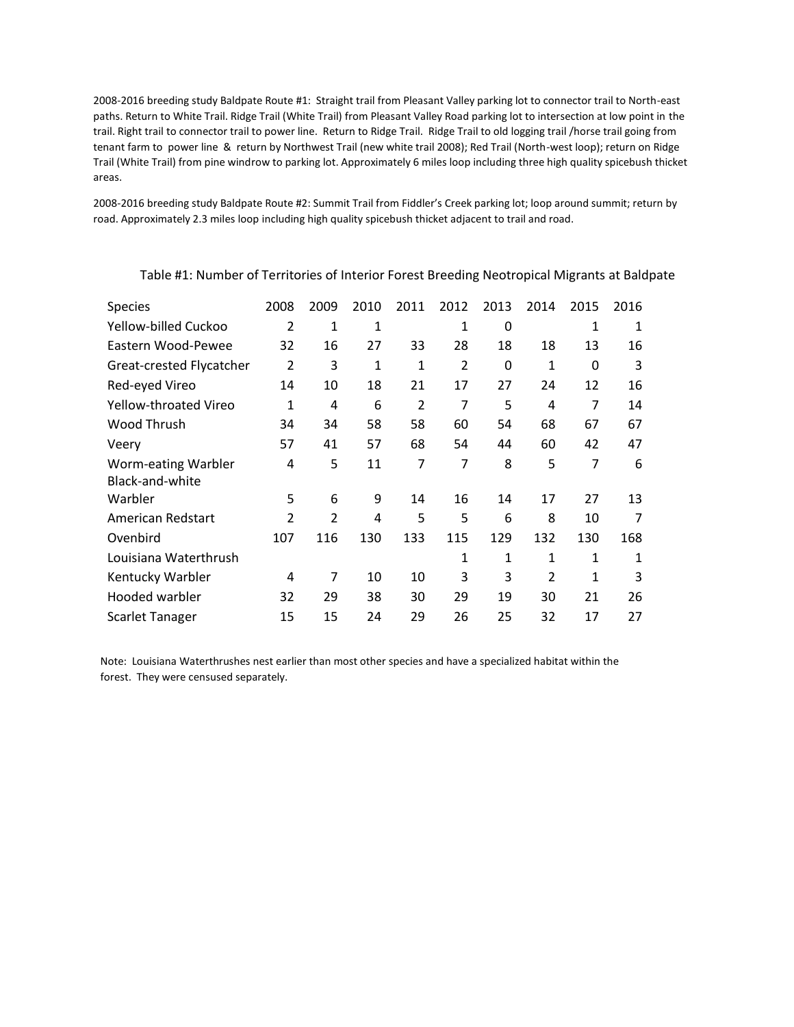2008-2016 breeding study Baldpate Route #1: Straight trail from Pleasant Valley parking lot to connector trail to North-east paths. Return to White Trail. Ridge Trail (White Trail) from Pleasant Valley Road parking lot to intersection at low point in the trail. Right trail to connector trail to power line. Return to Ridge Trail. Ridge Trail to old logging trail /horse trail going from tenant farm to power line & return by Northwest Trail (new white trail 2008); Red Trail (North-west loop); return on Ridge Trail (White Trail) from pine windrow to parking lot. Approximately 6 miles loop including three high quality spicebush thicket areas.

2008-2016 breeding study Baldpate Route #2: Summit Trail from Fiddler's Creek parking lot; loop around summit; return by road. Approximately 2.3 miles loop including high quality spicebush thicket adjacent to trail and road.

Table #1: Number of Territories of Interior Forest Breeding Neotropical Migrants at Baldpate

| Species | 2008 | 2009 | 2010 | 2011 | 2012 | 2013 | 2014 | 2015 | 2016 |
|---|---|---|---|---|---|---|---|---|---|
| Yellow-billed Cuckoo | 2 | 1 | 1 | | 1 | 0 | | 1 | 1 |
| Eastern Wood-Pewee | 32 | 16 | 27 | 33 | 28 | 18 | 18 | 13 | 16 |
| Great-crested Flycatcher | 2 | 3 | 1 | 1 | 2 | 0 | 1 | 0 | 3 |
| Red-eyed Vireo | 14 | 10 | 18 | 21 | 17 | 27 | 24 | 12 | 16 |
| Yellow-throated Vireo | 1 | 4 | 6 | 2 | 7 | 5 | 4 | 7 | 14 |
| Wood Thrush | 34 | 34 | 58 | 58 | 60 | 54 | 68 | 67 | 67 |
| Veery | 57 | 41 | 57 | 68 | 54 | 44 | 60 | 42 | 47 |
| Worm-eating Warbler | 4 | 5 | 11 | 7 | 7 | 8 | 5 | 7 | 6 |
| Black-and-white Warbler | 5 | 6 | 9 | 14 | 16 | 14 | 17 | 27 | 13 |
| American Redstart | 2 | 2 | 4 | 5 | 5 | 6 | 8 | 10 | 7 |
| Ovenbird | 107 | 116 | 130 | 133 | 115 | 129 | 132 | 130 | 168 |
| Louisiana Waterthrush | | | | | 1 | 1 | 1 | 1 | 1 |
| Kentucky Warbler | 4 | 7 | 10 | 10 | 3 | 3 | 2 | 1 | 3 |
| Hooded warbler | 32 | 29 | 38 | 30 | 29 | 19 | 30 | 21 | 26 |
| Scarlet Tanager | 15 | 15 | 24 | 29 | 26 | 25 | 32 | 17 | 27 |

Note: Louisiana Waterthrushes nest earlier than most other species and have a specialized habitat within the forest. They were censused separately.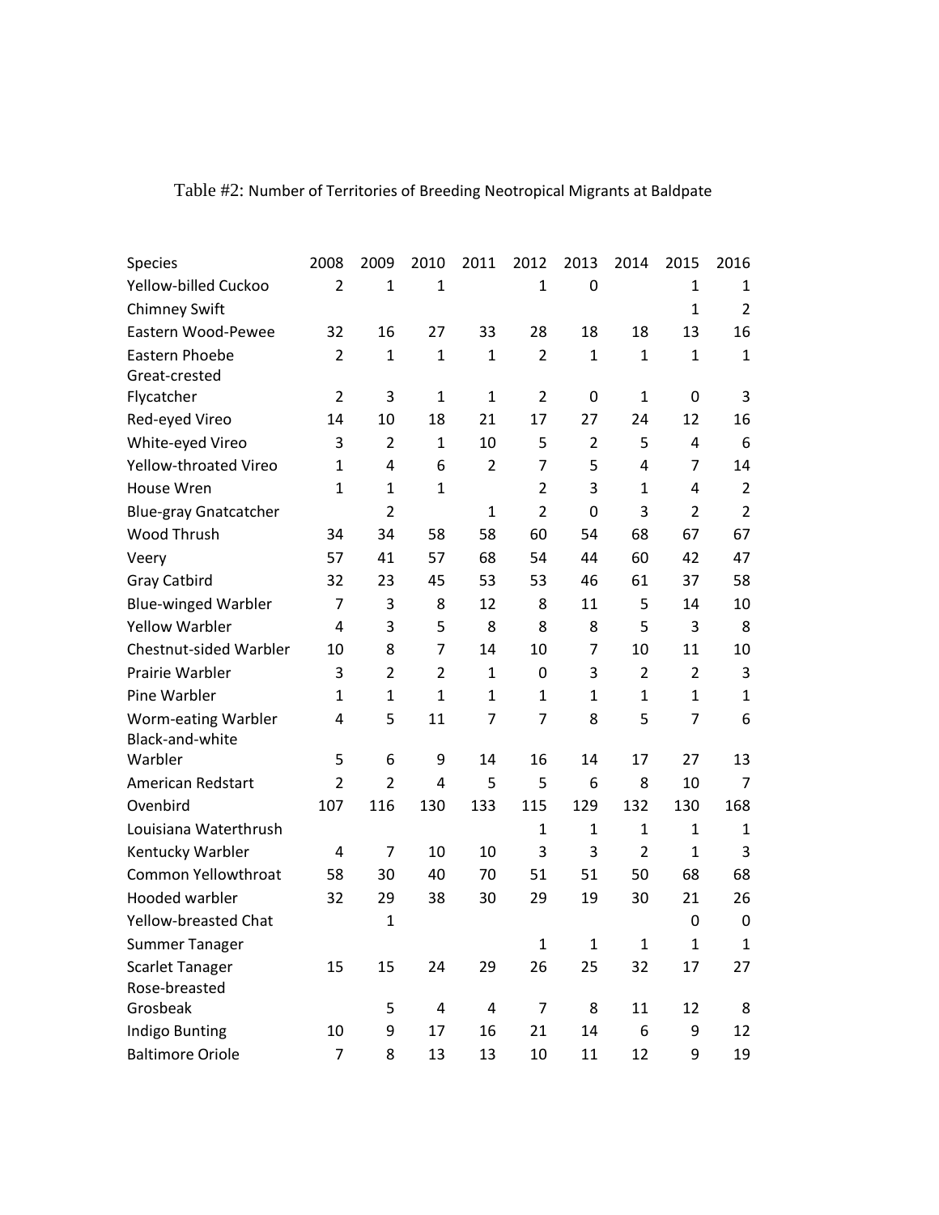Table #2: Number of Territories of Breeding Neotropical Migrants at Baldpate

| Species | 2008 | 2009 | 2010 | 2011 | 2012 | 2013 | 2014 | 2015 | 2016 |
|---|---|---|---|---|---|---|---|---|---|
| Yellow-billed Cuckoo | 2 | 1 | 1 | | 1 | 0 | | 1 | 1 |
| Chimney Swift | | | | | | | | 1 | 2 |
| Eastern Wood-Pewee | 32 | 16 | 27 | 33 | 28 | 18 | 18 | 13 | 16 |
| Eastern Phoebe | 2 | 1 | 1 | 1 | 2 | 1 | 1 | 1 | 1 |
| Great-crested Flycatcher | 2 | 3 | 1 | 1 | 2 | 0 | 1 | 0 | 3 |
| Red-eyed Vireo | 14 | 10 | 18 | 21 | 17 | 27 | 24 | 12 | 16 |
| White-eyed Vireo | 3 | 2 | 1 | 10 | 5 | 2 | 5 | 4 | 6 |
| Yellow-throated Vireo | 1 | 4 | 6 | 2 | 7 | 5 | 4 | 7 | 14 |
| House Wren | 1 | 1 | 1 | | 2 | 3 | 1 | 4 | 2 |
| Blue-gray Gnatcatcher | | 2 | | 1 | 2 | 0 | 3 | 2 | 2 |
| Wood Thrush | 34 | 34 | 58 | 58 | 60 | 54 | 68 | 67 | 67 |
| Veery | 57 | 41 | 57 | 68 | 54 | 44 | 60 | 42 | 47 |
| Gray Catbird | 32 | 23 | 45 | 53 | 53 | 46 | 61 | 37 | 58 |
| Blue-winged Warbler | 7 | 3 | 8 | 12 | 8 | 11 | 5 | 14 | 10 |
| Yellow Warbler | 4 | 3 | 5 | 8 | 8 | 8 | 5 | 3 | 8 |
| Chestnut-sided Warbler | 10 | 8 | 7 | 14 | 10 | 7 | 10 | 11 | 10 |
| Prairie Warbler | 3 | 2 | 2 | 1 | 0 | 3 | 2 | 2 | 3 |
| Pine Warbler | 1 | 1 | 1 | 1 | 1 | 1 | 1 | 1 | 1 |
| Worm-eating Warbler | 4 | 5 | 11 | 7 | 7 | 8 | 5 | 7 | 6 |
| Black-and-white Warbler | 5 | 6 | 9 | 14 | 16 | 14 | 17 | 27 | 13 |
| American Redstart | 2 | 2 | 4 | 5 | 5 | 6 | 8 | 10 | 7 |
| Ovenbird | 107 | 116 | 130 | 133 | 115 | 129 | 132 | 130 | 168 |
| Louisiana Waterthrush | | | | | 1 | 1 | 1 | 1 | 1 |
| Kentucky Warbler | 4 | 7 | 10 | 10 | 3 | 3 | 2 | 1 | 3 |
| Common Yellowthroat | 58 | 30 | 40 | 70 | 51 | 51 | 50 | 68 | 68 |
| Hooded warbler | 32 | 29 | 38 | 30 | 29 | 19 | 30 | 21 | 26 |
| Yellow-breasted Chat | | 1 | | | | | | 0 | 0 |
| Summer Tanager | | | | | 1 | 1 | 1 | 1 | 1 |
| Scarlet Tanager | 15 | 15 | 24 | 29 | 26 | 25 | 32 | 17 | 27 |
| Rose-breasted Grosbeak | | 5 | 4 | 4 | 7 | 8 | 11 | 12 | 8 |
| Indigo Bunting | 10 | 9 | 17 | 16 | 21 | 14 | 6 | 9 | 12 |
| Baltimore Oriole | 7 | 8 | 13 | 13 | 10 | 11 | 12 | 9 | 19 |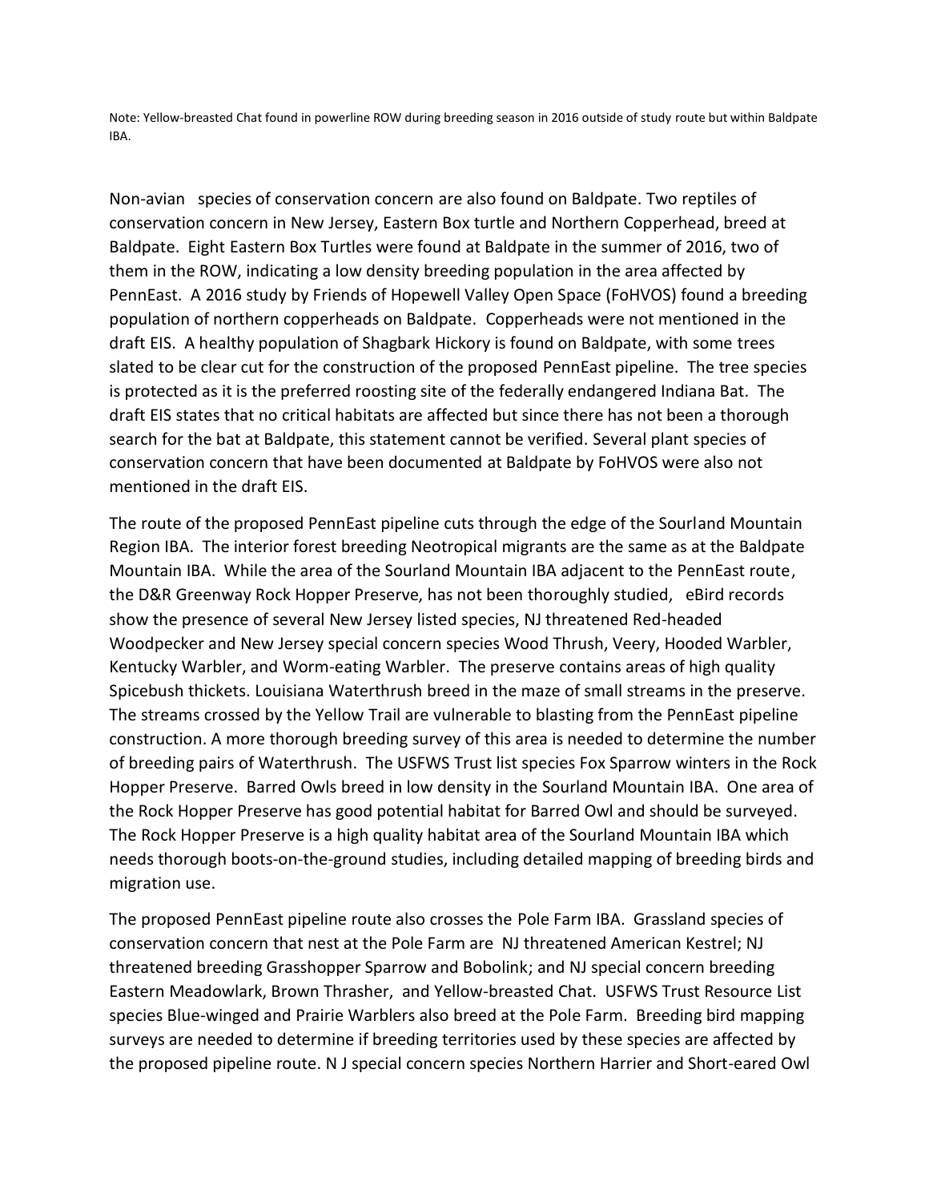Note: Yellow-breasted Chat found in powerline ROW during breeding season in 2016 outside of study route but within Baldpate IBA.

Non-avian species of conservation concern are also found on Baldpate. Two reptiles of conservation concern in New Jersey, Eastern Box turtle and Northern Copperhead, breed at Baldpate. Eight Eastern Box Turtles were found at Baldpate in the summer of 2016, two of them in the ROW, indicating a low density breeding population in the area affected by PennEast. A 2016 study by Friends of Hopewell Valley Open Space (FoHVOS) found a breeding population of northern copperheads on Baldpate. Copperheads were not mentioned in the draft EIS. A healthy population of Shagbark Hickory is found on Baldpate, with some trees slated to be clear cut for the construction of the proposed PennEast pipeline. The tree species is protected as it is the preferred roosting site of the federally endangered Indiana Bat. The draft EIS states that no critical habitats are affected but since there has not been a thorough search for the bat at Baldpate, this statement cannot be verified. Several plant species of conservation concern that have been documented at Baldpate by FoHVOS were also not mentioned in the draft EIS.

The route of the proposed PennEast pipeline cuts through the edge of the Sourland Mountain Region IBA. The interior forest breeding Neotropical migrants are the same as at the Baldpate Mountain IBA. While the area of the Sourland Mountain IBA adjacent to the PennEast route, the D&R Greenway Rock Hopper Preserve, has not been thoroughly studied, eBird records show the presence of several New Jersey listed species, NJ threatened Red-headed Woodpecker and New Jersey special concern species Wood Thrush, Veery, Hooded Warbler, Kentucky Warbler, and Worm-eating Warbler. The preserve contains areas of high quality Spicebush thickets. Louisiana Waterthrush breed in the maze of small streams in the preserve. The streams crossed by the Yellow Trail are vulnerable to blasting from the PennEast pipeline construction. A more thorough breeding survey of this area is needed to determine the number of breeding pairs of Waterthrush. The USFWS Trust list species Fox Sparrow winters in the Rock Hopper Preserve. Barred Owls breed in low density in the Sourland Mountain IBA. One area of the Rock Hopper Preserve has good potential habitat for Barred Owl and should be surveyed. The Rock Hopper Preserve is a high quality habitat area of the Sourland Mountain IBA which needs thorough boots-on-the-ground studies, including detailed mapping of breeding birds and migration use.

The proposed PennEast pipeline route also crosses the Pole Farm IBA. Grassland species of conservation concern that nest at the Pole Farm are NJ threatened American Kestrel; NJ threatened breeding Grasshopper Sparrow and Bobolink; and NJ special concern breeding Eastern Meadowlark, Brown Thrasher, and Yellow-breasted Chat. USFWS Trust Resource List species Blue-winged and Prairie Warblers also breed at the Pole Farm. Breeding bird mapping surveys are needed to determine if breeding territories used by these species are affected by the proposed pipeline route. N J special concern species Northern Harrier and Short-eared Owl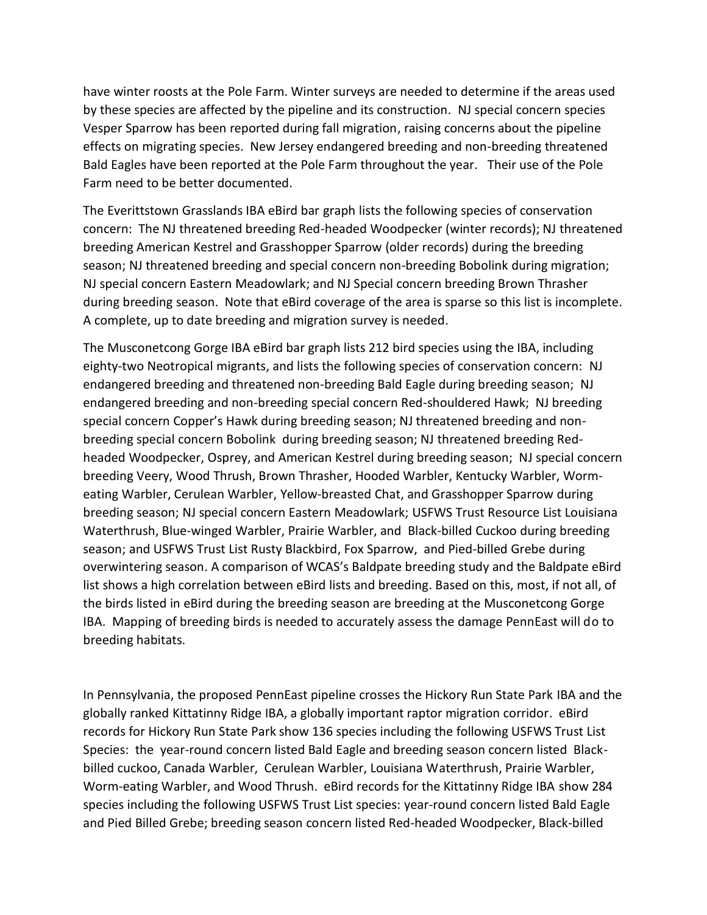have winter roosts at the Pole Farm. Winter surveys are needed to determine if the areas used by these species are affected by the pipeline and its construction. NJ special concern species Vesper Sparrow has been reported during fall migration, raising concerns about the pipeline effects on migrating species. New Jersey endangered breeding and non-breeding threatened Bald Eagles have been reported at the Pole Farm throughout the year. Their use of the Pole Farm need to be better documented.

The Everittstown Grasslands IBA eBird bar graph lists the following species of conservation concern: The NJ threatened breeding Red-headed Woodpecker (winter records); NJ threatened breeding American Kestrel and Grasshopper Sparrow (older records) during the breeding season; NJ threatened breeding and special concern non-breeding Bobolink during migration; NJ special concern Eastern Meadowlark; and NJ Special concern breeding Brown Thrasher during breeding season. Note that eBird coverage of the area is sparse so this list is incomplete. A complete, up to date breeding and migration survey is needed.

The Musconetcong Gorge IBA eBird bar graph lists 212 bird species using the IBA, including eighty-two Neotropical migrants, and lists the following species of conservation concern: NJ endangered breeding and threatened non-breeding Bald Eagle during breeding season; NJ endangered breeding and non-breeding special concern Red-shouldered Hawk; NJ breeding special concern Copper's Hawk during breeding season; NJ threatened breeding and non-breeding special concern Bobolink during breeding season; NJ threatened breeding Red-headed Woodpecker, Osprey, and American Kestrel during breeding season; NJ special concern breeding Veery, Wood Thrush, Brown Thrasher, Hooded Warbler, Kentucky Warbler, Worm-eating Warbler, Cerulean Warbler, Yellow-breasted Chat, and Grasshopper Sparrow during breeding season; NJ special concern Eastern Meadowlark; USFWS Trust Resource List Louisiana Waterthrush, Blue-winged Warbler, Prairie Warbler, and Black-billed Cuckoo during breeding season; and USFWS Trust List Rusty Blackbird, Fox Sparrow, and Pied-billed Grebe during overwintering season. A comparison of WCAS's Baldpate breeding study and the Baldpate eBird list shows a high correlation between eBird lists and breeding. Based on this, most, if not all, of the birds listed in eBird during the breeding season are breeding at the Musconetcong Gorge IBA. Mapping of breeding birds is needed to accurately assess the damage PennEast will do to breeding habitats.

In Pennsylvania, the proposed PennEast pipeline crosses the Hickory Run State Park IBA and the globally ranked Kittatinny Ridge IBA, a globally important raptor migration corridor. eBird records for Hickory Run State Park show 136 species including the following USFWS Trust List Species: the year-round concern listed Bald Eagle and breeding season concern listed Black-billed cuckoo, Canada Warbler, Cerulean Warbler, Louisiana Waterthrush, Prairie Warbler, Worm-eating Warbler, and Wood Thrush. eBird records for the Kittatinny Ridge IBA show 284 species including the following USFWS Trust List species: year-round concern listed Bald Eagle and Pied Billed Grebe; breeding season concern listed Red-headed Woodpecker, Black-billed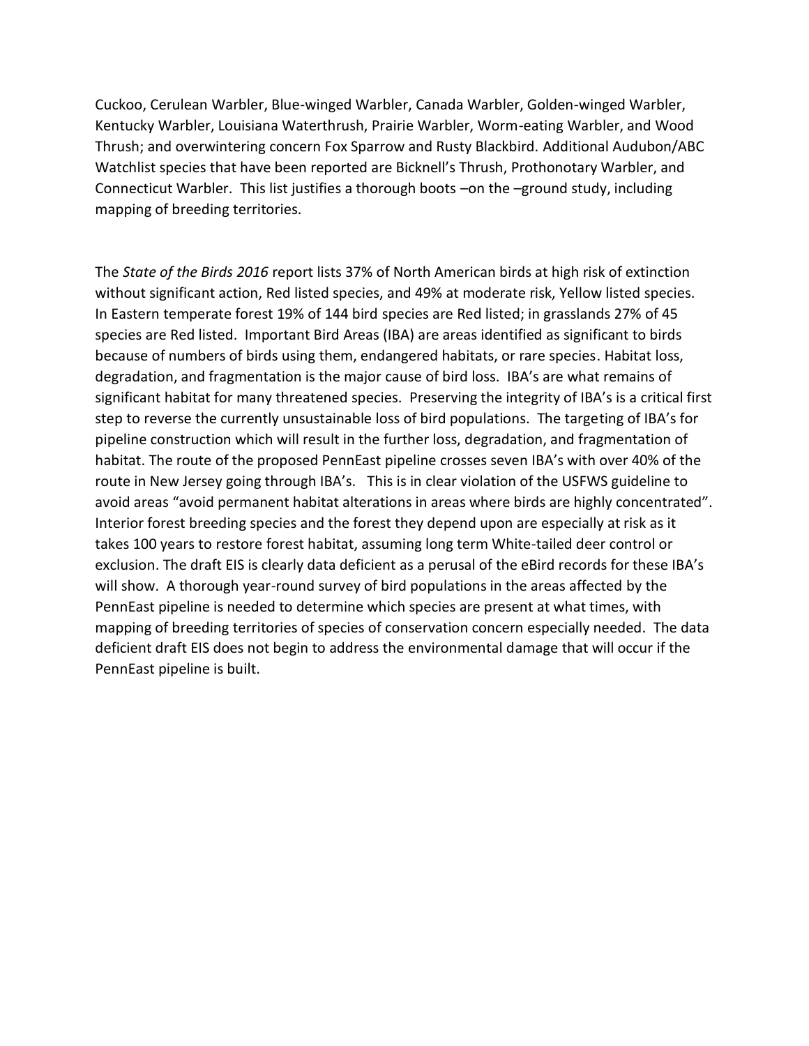Cuckoo, Cerulean Warbler, Blue-winged Warbler, Canada Warbler, Golden-winged Warbler, Kentucky Warbler, Louisiana Waterthrush, Prairie Warbler, Worm-eating Warbler, and Wood Thrush; and overwintering concern Fox Sparrow and Rusty Blackbird. Additional Audubon/ABC Watchlist species that have been reported are Bicknell's Thrush, Prothonotary Warbler, and Connecticut Warbler. This list justifies a thorough boots –on the –ground study, including mapping of breeding territories.

The *State of the Birds 2016* report lists 37% of North American birds at high risk of extinction without significant action, Red listed species, and 49% at moderate risk, Yellow listed species. In Eastern temperate forest 19% of 144 bird species are Red listed; in grasslands 27% of 45 species are Red listed. Important Bird Areas (IBA) are areas identified as significant to birds because of numbers of birds using them, endangered habitats, or rare species. Habitat loss, degradation, and fragmentation is the major cause of bird loss. IBA's are what remains of significant habitat for many threatened species. Preserving the integrity of IBA's is a critical first step to reverse the currently unsustainable loss of bird populations. The targeting of IBA's for pipeline construction which will result in the further loss, degradation, and fragmentation of habitat. The route of the proposed PennEast pipeline crosses seven IBA's with over 40% of the route in New Jersey going through IBA's. This is in clear violation of the USFWS guideline to avoid areas "avoid permanent habitat alterations in areas where birds are highly concentrated". Interior forest breeding species and the forest they depend upon are especially at risk as it takes 100 years to restore forest habitat, assuming long term White-tailed deer control or exclusion. The draft EIS is clearly data deficient as a perusal of the eBird records for these IBA's will show. A thorough year-round survey of bird populations in the areas affected by the PennEast pipeline is needed to determine which species are present at what times, with mapping of breeding territories of species of conservation concern especially needed. The data deficient draft EIS does not begin to address the environmental damage that will occur if the PennEast pipeline is built.